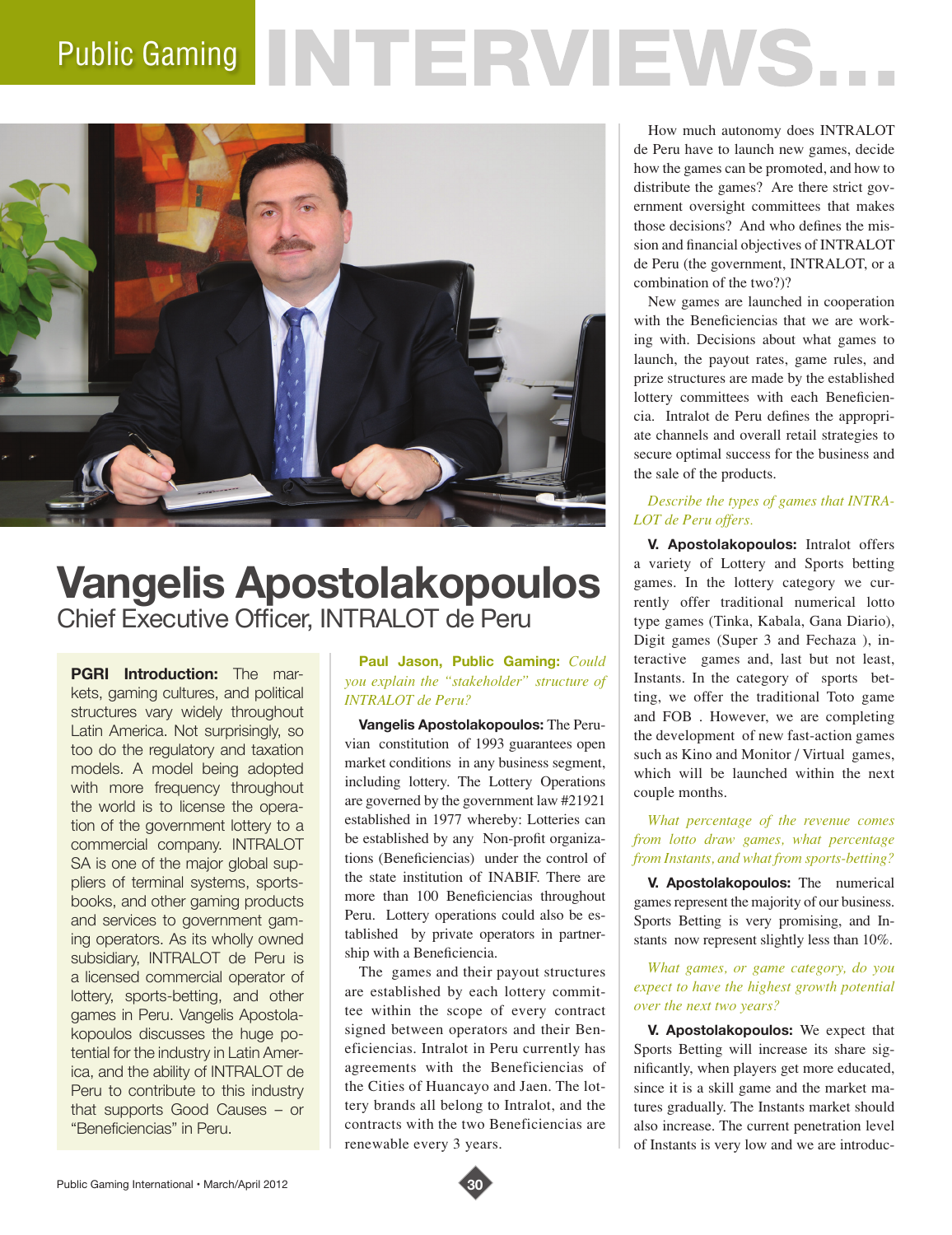# Vangelis Apostolakopoulos

## Chief Executive Officer, INTRALOT de Peru

**PGRI Introduction:** The markets, gaming cultures, and political structures vary widely throughout Latin America. Not surprisingly, so too do the regulatory and taxation models. A model being adopted with more frequency throughout the world is to license the operation of the government lottery to a commercial company. INTRALOT SA is one of the major global suppliers of terminal systems, sportsbooks, and other gaming products and services to government gaming operators. As its wholly owned subsidiary, INTRALOT de Peru is a licensed commercial operator of lottery, sports-betting, and other games in Peru. Vangelis Apostolakopoulos discusses the huge potential for the industry in Latin America, and the ability of INTRALOT de Peru to contribute to this industry that supports Good Causes – or "Beneficiencias" in Peru.

**Paul Jason, Public Gaming:** *Could you explain the "stakeholder" structure of INTRALOT de Peru?*

**Vangelis Apostolakopoulos:** The Peruvian constitution of 1993 guarantees open market conditions in any business segment, including lottery. The Lottery Operations are governed by the government law #21921 established in 1977 whereby: Lotteries can be established by any Non-profit organizations (Beneficiencias) under the control of the state institution of INABIF. There are more than 100 Beneficiencias throughout Peru. Lottery operations could also be established by private operators in partnership with a Beneficiencia.

The games and their payout structures are established by each lottery committee within the scope of every contract signed between operators and their Beneficiencias. Intralot in Peru currently has agreements with the Beneficiencias of the Cities of Huancayo and Jaen. The lottery brands all belong to Intralot, and the contracts with the two Beneficiencias are renewable every 3 years.

How much autonomy does INTRALOT de Peru have to launch new games, decide how the games can be promoted, and how to distribute the games? Are there strict government oversight committees that makes those decisions? And who defines the mission and financial objectives of INTRALOT de Peru (the government, INTRALOT, or a combination of the two?)?

New games are launched in cooperation with the Beneficiencias that we are working with. Decisions about what games to launch, the payout rates, game rules, and prize structures are made by the established lottery committees with each Beneficiencia. Intralot de Peru defines the appropriate channels and overall retail strategies to secure optimal success for the business and the sale of the products.

*Describe the types of games that INTRALOT de Peru offers.*

**V. Apostolakopoulos:** Intralot offers a variety of Lottery and Sports betting games. In the lottery category we currently offer traditional numerical lotto type games (Tinka, Kabala, Gana Diario), Digit games (Super 3 and Fechaza ), interactive games and, last but not least, Instants. In the category of sports betting, we offer the traditional Toto game and FOB . However, we are completing the development of new fast-action games such as Kino and Monitor / Virtual games, which will be launched within the next couple months.

*What percentage of the revenue comes from lotto draw games, what percentage from Instants, and what from sports-betting?*

**V. Apostolakopoulos:** The numerical games represent the majority of our business. Sports Betting is very promising, and Instants now represent slightly less than 10%.

*What games, or game category, do you expect to have the highest growth potential over the next two years?*

**V. Apostolakopoulos:** We expect that Sports Betting will increase its share significantly, when players get more educated, since it is a skill game and the market matures gradually. The Instants market should also increase. The current penetration level of Instants is very low and we are introduc-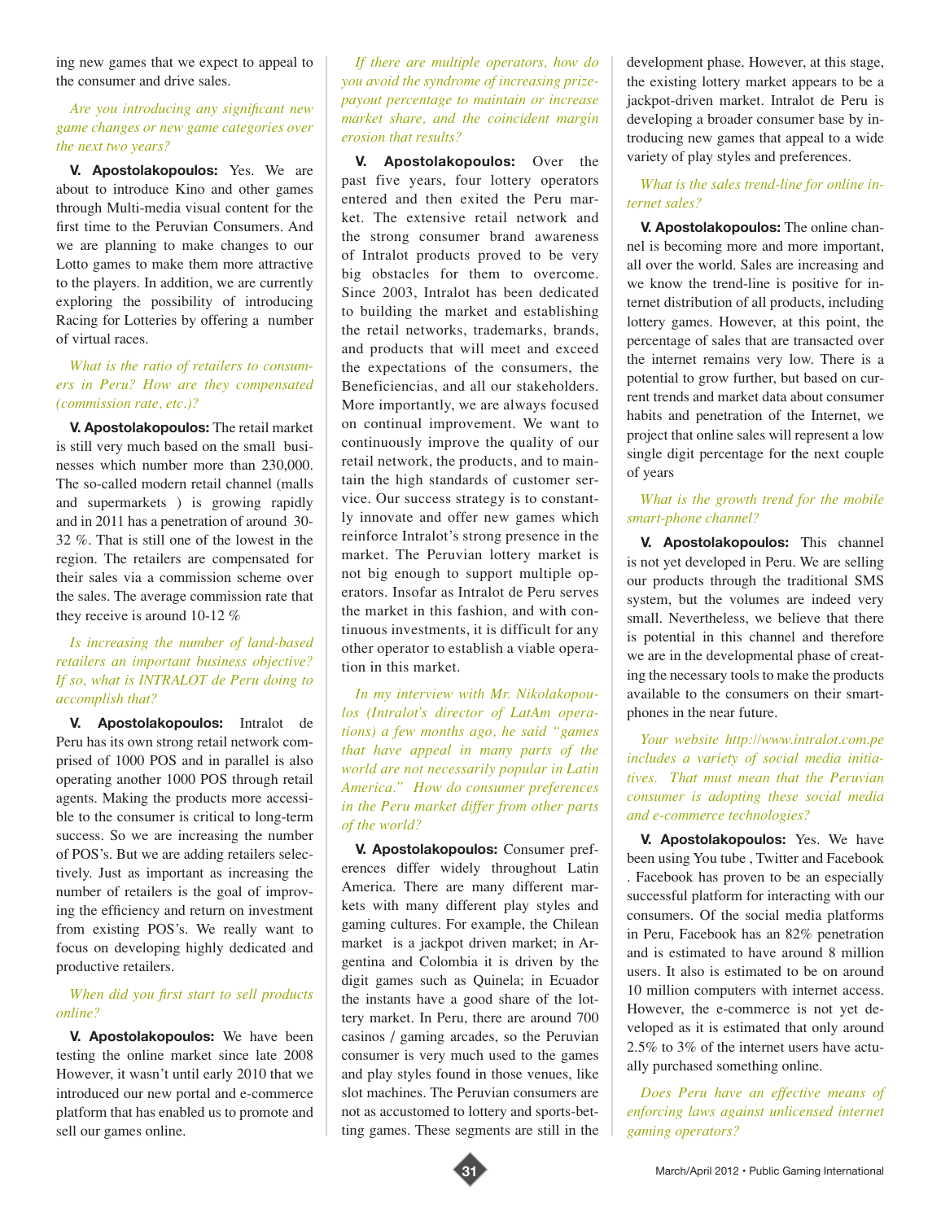ing new games that we expect to appeal to the consumer and drive sales.

*Are you introducing any significant new game changes or new game categories over the next two years?*

**V. Apostolakopoulos:** Yes. We are about to introduce Kino and other games through Multi-media visual content for the first time to the Peruvian Consumers. And we are planning to make changes to our Lotto games to make them more attractive to the players. In addition, we are currently exploring the possibility of introducing Racing for Lotteries by offering a number of virtual races.

*What is the ratio of retailers to consumers in Peru? How are they compensated (commission rate, etc.)?*

**V. Apostolakopoulos:** The retail market is still very much based on the small businesses which number more than 230,000. The so-called modern retail channel (malls and supermarkets ) is growing rapidly and in 2011 has a penetration of around 30-32 %. That is still one of the lowest in the region. The retailers are compensated for their sales via a commission scheme over the sales. The average commission rate that they receive is around 10-12 %

*Is increasing the number of land-based retailers an important business objective? If so, what is INTRALOT de Peru doing to accomplish that?*

**V. Apostolakopoulos:** Intralot de Peru has its own strong retail network comprised of 1000 POS and in parallel is also operating another 1000 POS through retail agents. Making the products more accessible to the consumer is critical to long-term success. So we are increasing the number of POS's. But we are adding retailers selectively. Just as important as increasing the number of retailers is the goal of improving the efficiency and return on investment from existing POS's. We really want to focus on developing highly dedicated and productive retailers.

*When did you first start to sell products online?*

**V. Apostolakopoulos:** We have been testing the online market since late 2008 However, it wasn't until early 2010 that we introduced our new portal and e-commerce platform that has enabled us to promote and sell our games online.

*If there are multiple operators, how do you avoid the syndrome of increasing prize-payout percentage to maintain or increase market share, and the coincident margin erosion that results?*

**V. Apostolakopoulos:** Over the past five years, four lottery operators entered and then exited the Peru market. The extensive retail network and the strong consumer brand awareness of Intralot products proved to be very big obstacles for them to overcome. Since 2003, Intralot has been dedicated to building the market and establishing the retail networks, trademarks, brands, and products that will meet and exceed the expectations of the consumers, the Beneficiencias, and all our stakeholders. More importantly, we are always focused on continual improvement. We want to continuously improve the quality of our retail network, the products, and to maintain the high standards of customer service. Our success strategy is to constantly innovate and offer new games which reinforce Intralot's strong presence in the market. The Peruvian lottery market is not big enough to support multiple operators. Insofar as Intralot de Peru serves the market in this fashion, and with continuous investments, it is difficult for any other operator to establish a viable operation in this market.

*In my interview with Mr. Nikolakopoulos (Intralot's director of LatAm operations) a few months ago, he said "games that have appeal in many parts of the world are not necessarily popular in Latin America." How do consumer preferences in the Peru market differ from other parts of the world?*

**V. Apostolakopoulos:** Consumer preferences differ widely throughout Latin America. There are many different markets with many different play styles and gaming cultures. For example, the Chilean market is a jackpot driven market; in Argentina and Colombia it is driven by the digit games such as Quinela; in Ecuador the instants have a good share of the lottery market. In Peru, there are around 700 casinos / gaming arcades, so the Peruvian consumer is very much used to the games and play styles found in those venues, like slot machines. The Peruvian consumers are not as accustomed to lottery and sports-betting games. These segments are still in the development phase. However, at this stage, the existing lottery market appears to be a jackpot-driven market. Intralot de Peru is developing a broader consumer base by introducing new games that appeal to a wide variety of play styles and preferences.

*What is the sales trend-line for online internet sales?*

**V. Apostolakopoulos:** The online channel is becoming more and more important, all over the world. Sales are increasing and we know the trend-line is positive for internet distribution of all products, including lottery games. However, at this point, the percentage of sales that are transacted over the internet remains very low. There is a potential to grow further, but based on current trends and market data about consumer habits and penetration of the Internet, we project that online sales will represent a low single digit percentage for the next couple of years

*What is the growth trend for the mobile smart-phone channel?*

**V. Apostolakopoulos:** This channel is not yet developed in Peru. We are selling our products through the traditional SMS system, but the volumes are indeed very small. Nevertheless, we believe that there is potential in this channel and therefore we are in the developmental phase of creating the necessary tools to make the products available to the consumers on their smartphones in the near future.

*Your website http://www.intralot.com.pe includes a variety of social media initiatives. That must mean that the Peruvian consumer is adopting these social media and e-commerce technologies?*

**V. Apostolakopoulos:** Yes. We have been using You tube , Twitter and Facebook . Facebook has proven to be an especially successful platform for interacting with our consumers. Of the social media platforms in Peru, Facebook has an 82% penetration and is estimated to have around 8 million users. It also is estimated to be on around 10 million computers with internet access. However, the e-commerce is not yet developed as it is estimated that only around 2.5% to 3% of the internet users have actually purchased something online.

*Does Peru have an effective means of enforcing laws against unlicensed internet gaming operators?*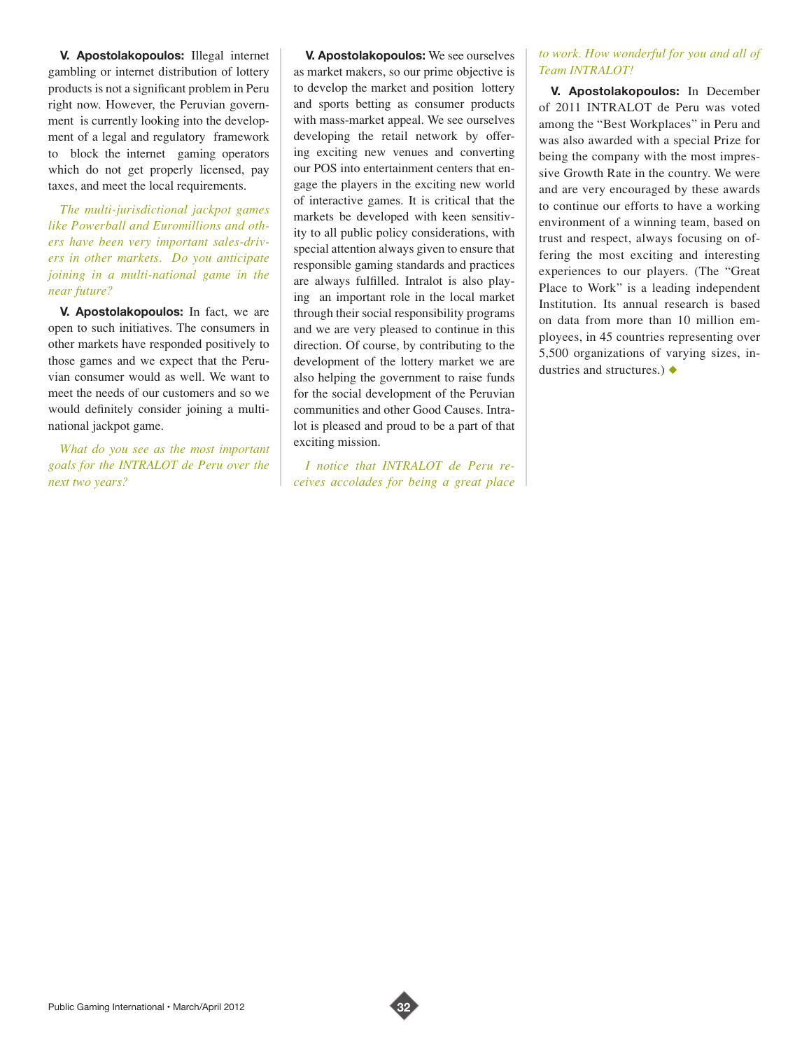**V. Apostolakopoulos:** Illegal internet gambling or internet distribution of lottery products is not a significant problem in Peru right now. However, the Peruvian government is currently looking into the development of a legal and regulatory framework to block the internet gaming operators which do not get properly licensed, pay taxes, and meet the local requirements.

*The multi-jurisdictional jackpot games like Powerball and Euromillions and others have been very important sales-drivers in other markets. Do you anticipate joining in a multi-national game in the near future?*

**V. Apostolakopoulos:** In fact, we are open to such initiatives. The consumers in other markets have responded positively to those games and we expect that the Peruvian consumer would as well. We want to meet the needs of our customers and so we would definitely consider joining a multi-national jackpot game.

*What do you see as the most important goals for the INTRALOT de Peru over the next two years?*

**V. Apostolakopoulos:** We see ourselves as market makers, so our prime objective is to develop the market and position lottery and sports betting as consumer products with mass-market appeal. We see ourselves developing the retail network by offering exciting new venues and converting our POS into entertainment centers that engage the players in the exciting new world of interactive games. It is critical that the markets be developed with keen sensitivity to all public policy considerations, with special attention always given to ensure that responsible gaming standards and practices are always fulfilled. Intralot is also playing an important role in the local market through their social responsibility programs and we are very pleased to continue in this direction. Of course, by contributing to the development of the lottery market we are also helping the government to raise funds for the social development of the Peruvian communities and other Good Causes. Intralot is pleased and proud to be a part of that exciting mission.

*I notice that INTRALOT de Peru receives accolades for being a great place to work. How wonderful for you and all of Team INTRALOT!*

**V. Apostolakopoulos:** In December of 2011 INTRALOT de Peru was voted among the "Best Workplaces" in Peru and was also awarded with a special Prize for being the company with the most impressive Growth Rate in the country. We were and are very encouraged by these awards to continue our efforts to have a working environment of a winning team, based on trust and respect, always focusing on offering the most exciting and interesting experiences to our players. (The "Great Place to Work" is a leading independent Institution. Its annual research is based on data from more than 10 million employees, in 45 countries representing over 5,500 organizations of varying sizes, industries and structures.) ◆